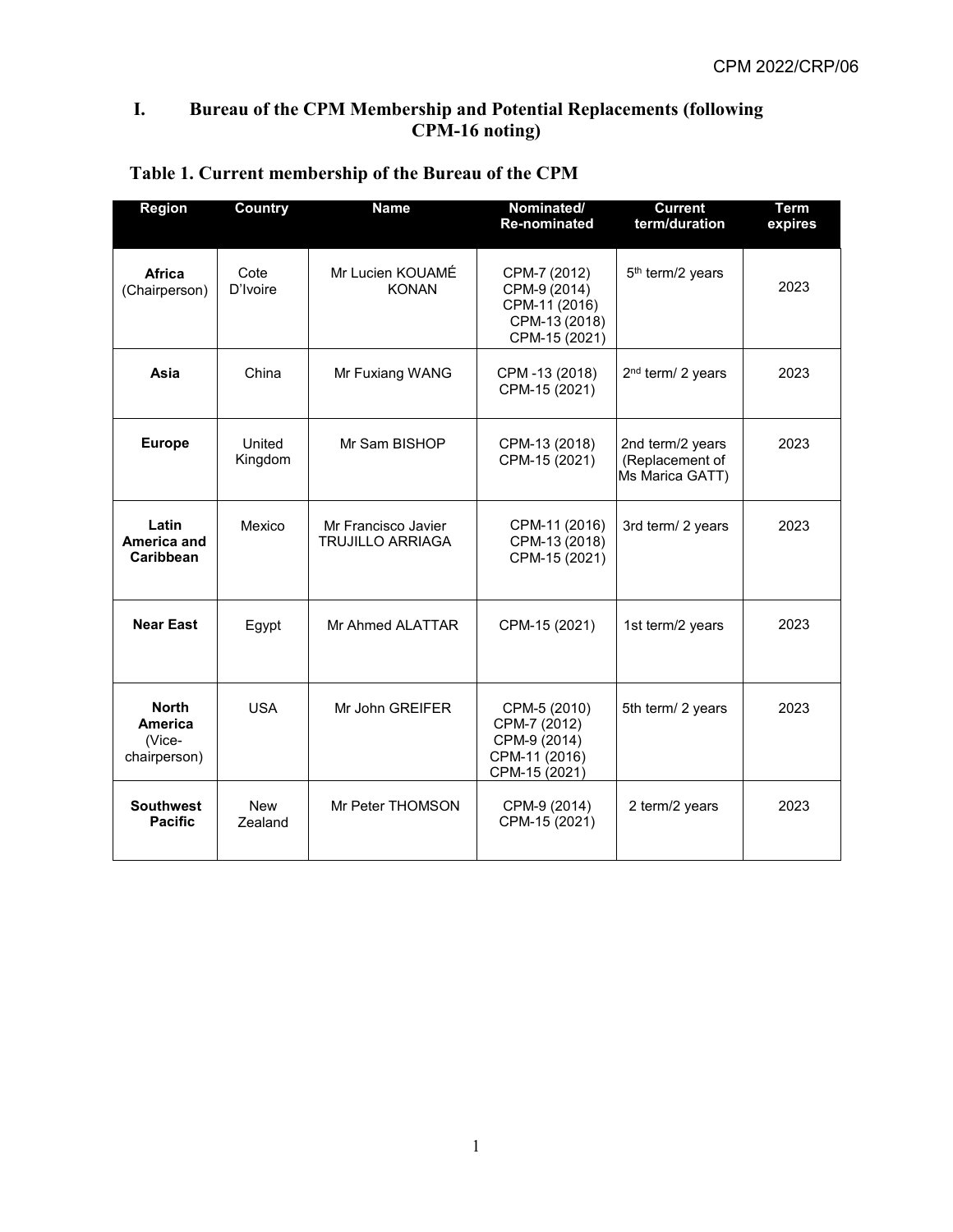# I. Bureau of the CPM Membership and Potential Replacements (following CPM-16 noting)

## Table 1. Current membership of the Bureau of the CPM

| Region | Country | Name | Nominated/ Re-nominated | Current term/duration | Term expires |
|---|---|---|---|---|---|
| **Africa** (Chairperson) | Cote D'Ivoire | Mr Lucien KOUAMÉ KONAN | CPM-7 (2012) CPM-9 (2014) CPM-11 (2016) CPM-13 (2018) CPM-15 (2021) | 5th term/2 years | 2023 |
| **Asia** | China | Mr Fuxiang WANG | CPM -13 (2018) CPM-15 (2021) | 2nd term/ 2 years | 2023 |
| **Europe** | United Kingdom | Mr Sam BISHOP | CPM-13 (2018) CPM-15 (2021) | 2nd term/2 years (Replacement of Ms Marica GATT) | 2023 |
| **Latin America and Caribbean** | Mexico | Mr Francisco Javier TRUJILLO ARRIAGA | CPM-11 (2016) CPM-13 (2018) CPM-15 (2021) | 3rd term/ 2 years | 2023 |
| **Near East** | Egypt | Mr Ahmed ALATTAR | CPM-15 (2021) | 1st term/2 years | 2023 |
| **North America** (Vice-chairperson) | USA | Mr John GREIFER | CPM-5 (2010) CPM-7 (2012) CPM-9 (2014) CPM-11 (2016) CPM-15 (2021) | 5th term/ 2 years | 2023 |
| **Southwest Pacific** | New Zealand | Mr Peter THOMSON | CPM-9 (2014) CPM-15 (2021) | 2 term/2 years | 2023 |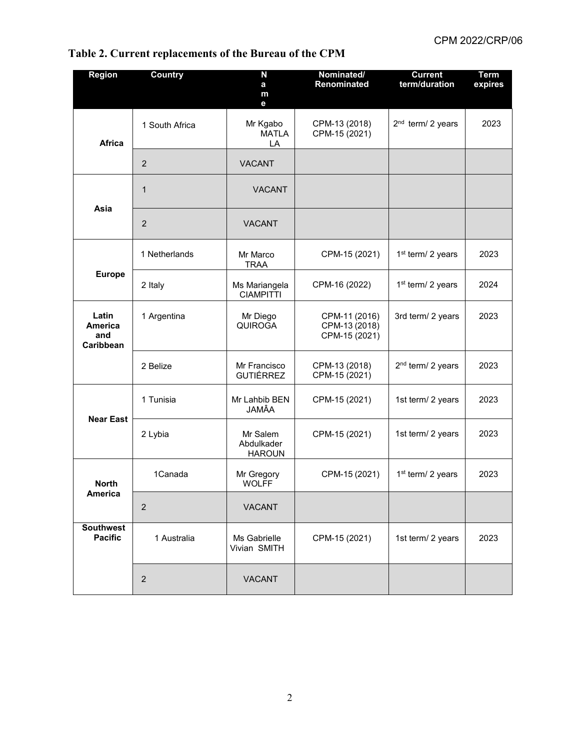**Table 2. Current replacements of the Bureau of the CPM**

| Region | Country | Name | Nominated/ Renominated | Current term/duration | Term expires |
|---|---|---|---|---|---|
| Africa | 1 South Africa | Mr Kgabo MATLALA | CPM-13 (2018) CPM-15 (2021) | 2nd term/ 2 years | 2023 |
| | 2 | VACANT | | | |
| Asia | 1 | VACANT | | | |
| | 2 | VACANT | | | |
| Europe | 1 Netherlands | Mr Marco TRAA | CPM-15 (2021) | 1st term/ 2 years | 2023 |
| | 2 Italy | Ms Mariangela CIAMPITTI | CPM-16 (2022) | 1st term/ 2 years | 2024 |
| Latin America and Caribbean | 1 Argentina | Mr Diego QUIROGA | CPM-11 (2016) CPM-13 (2018) CPM-15 (2021) | 3rd term/ 2 years | 2023 |
| | 2 Belize | Mr Francisco GUTIÉRREZ | CPM-13 (2018) CPM-15 (2021) | 2nd term/ 2 years | 2023 |
| Near East | 1 Tunisia | Mr Lahbib BEN JAMÂA | CPM-15 (2021) | 1st term/ 2 years | 2023 |
| | 2 Lybia | Mr Salem Abdulkader HAROUN | CPM-15 (2021) | 1st term/ 2 years | 2023 |
| North America | 1Canada | Mr Gregory WOLFF | CPM-15 (2021) | 1st term/ 2 years | 2023 |
| | 2 | VACANT | | | |
| Southwest Pacific | 1 Australia | Ms Gabrielle Vivian SMITH | CPM-15 (2021) | 1st term/ 2 years | 2023 |
| | 2 | VACANT | | | |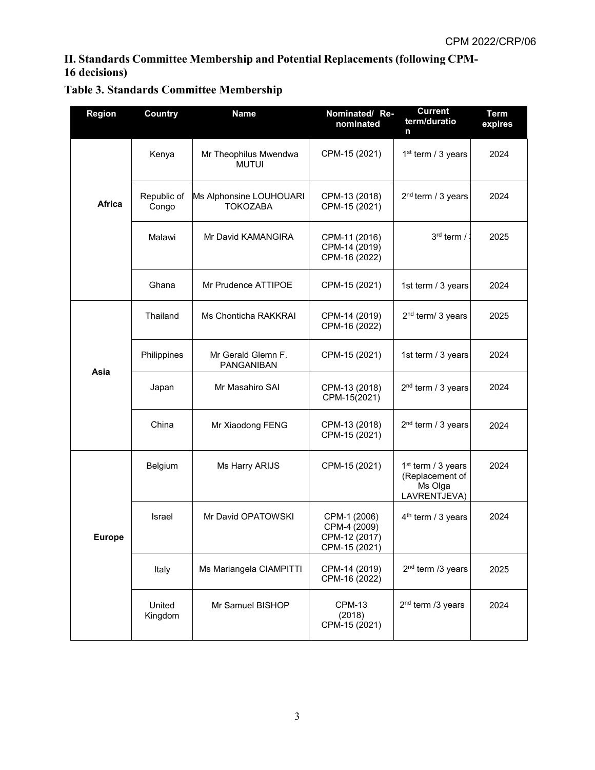## II. Standards Committee Membership and Potential Replacements (following CPM-16 decisions)

### Table 3. Standards Committee Membership

| Region | Country | Name | Nominated/ Re-nominated | Current term/duration | Term expires |
|---|---|---|---|---|---|
| Africa | Kenya | Mr Theophilus Mwendwa MUTUI | CPM-15 (2021) | 1st term / 3 years | 2024 |
| | Republic of Congo | Ms Alphonsine LOUHOUARI TOKOZABA | CPM-13 (2018) CPM-15 (2021) | 2nd term / 3 years | 2024 |
| | Malawi | Mr David KAMANGIRA | CPM-11 (2016) CPM-14 (2019) CPM-16 (2022) | 3rd term / 3 | 2025 |
| | Ghana | Mr Prudence ATTIPOE | CPM-15 (2021) | 1st term / 3 years | 2024 |
| Asia | Thailand | Ms Chonticha RAKKRAI | CPM-14 (2019) CPM-16 (2022) | 2nd term/ 3 years | 2025 |
| | Philippines | Mr Gerald Glemn F. PANGANIBAN | CPM-15 (2021) | 1st term / 3 years | 2024 |
| | Japan | Mr Masahiro SAI | CPM-13 (2018) CPM-15(2021) | 2nd term / 3 years | 2024 |
| | China | Mr Xiaodong FENG | CPM-13 (2018) CPM-15 (2021) | 2nd term / 3 years | 2024 |
| Europe | Belgium | Ms Harry ARIJS | CPM-15 (2021) | 1st term / 3 years (Replacement of Ms Olga LAVRENTJEVA) | 2024 |
| | Israel | Mr David OPATOWSKI | CPM-1 (2006) CPM-4 (2009) CPM-12 (2017) CPM-15 (2021) | 4th term / 3 years | 2024 |
| | Italy | Ms Mariangela CIAMPITTI | CPM-14 (2019) CPM-16 (2022) | 2nd term /3 years | 2025 |
| | United Kingdom | Mr Samuel BISHOP | CPM-13 (2018) CPM-15 (2021) | 2nd term /3 years | 2024 |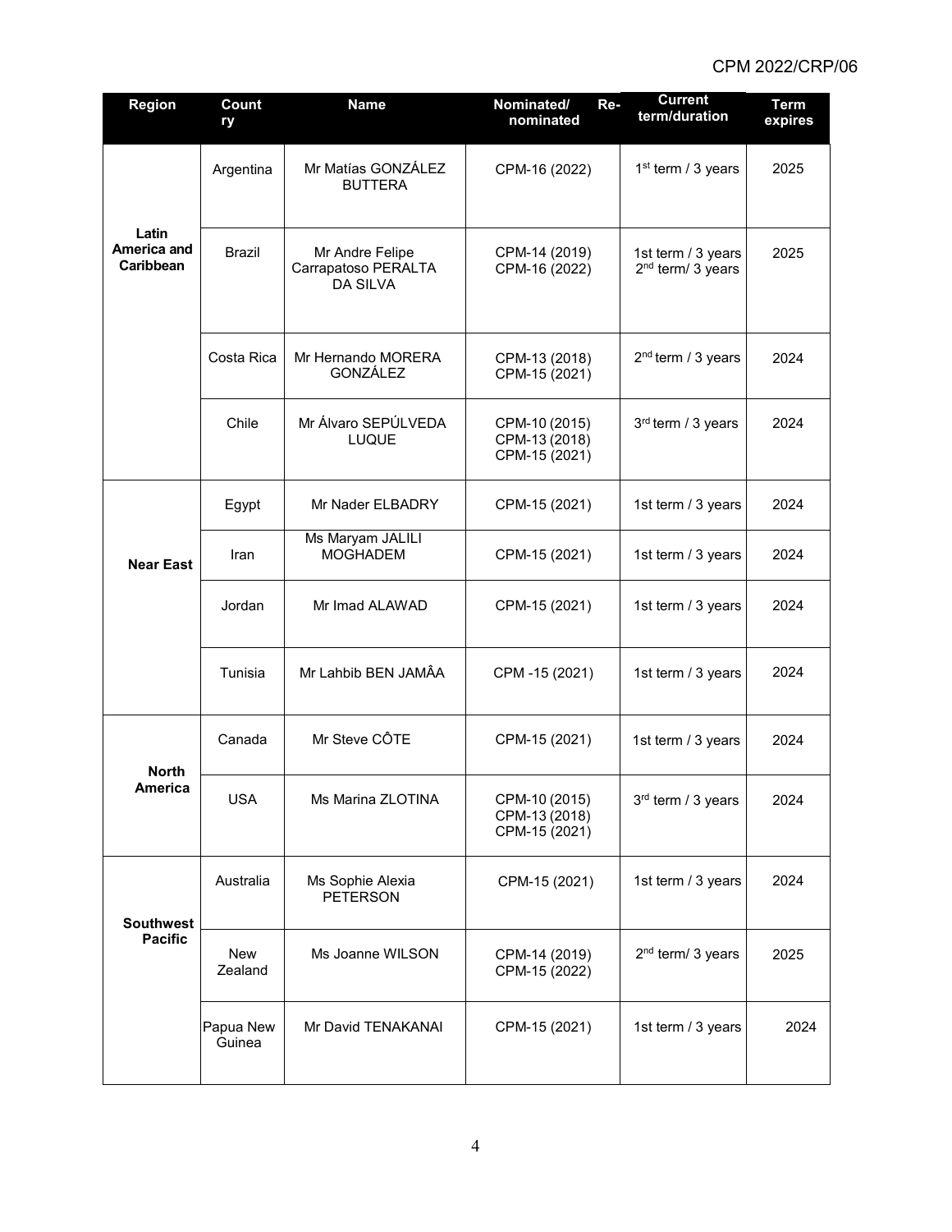| Region | Country | Name | Nominated/ Re-nominated | Current term/duration | Term expires |
|---|---|---|---|---|---|
| **Latin America and Caribbean** | Argentina | Mr Matías GONZÁLEZ BUTTERA | CPM-16 (2022) | 1st term / 3 years | 2025 |
| | Brazil | Mr Andre Felipe Carrapatoso PERALTA DA SILVA | CPM-14 (2019)<br>CPM-16 (2022) | 1st term / 3 years<br>2nd term/ 3 years | 2025 |
| | Costa Rica | Mr Hernando MORERA GONZÁLEZ | CPM-13 (2018)<br>CPM-15 (2021) | 2nd term / 3 years | 2024 |
| | Chile | Mr Álvaro SEPÚLVEDA LUQUE | CPM-10 (2015)<br>CPM-13 (2018)<br>CPM-15 (2021) | 3rd term / 3 years | 2024 |
| **Near East** | Egypt | Mr Nader ELBADRY | CPM-15 (2021) | 1st term / 3 years | 2024 |
| | Iran | Ms Maryam JALILI MOGHADEM | CPM-15 (2021) | 1st term / 3 years | 2024 |
| | Jordan | Mr Imad ALAWAD | CPM-15 (2021) | 1st term / 3 years | 2024 |
| | Tunisia | Mr Lahbib BEN JAMÂA | CPM -15 (2021) | 1st term / 3 years | 2024 |
| **North America** | Canada | Mr Steve CÔTE | CPM-15 (2021) | 1st term / 3 years | 2024 |
| | USA | Ms Marina ZLOTINA | CPM-10 (2015)<br>CPM-13 (2018)<br>CPM-15 (2021) | 3rd term / 3 years | 2024 |
| **Southwest Pacific** | Australia | Ms Sophie Alexia PETERSON | CPM-15 (2021) | 1st term / 3 years | 2024 |
| | New Zealand | Ms Joanne WILSON | CPM-14 (2019)<br>CPM-15 (2022) | 2nd term/ 3 years | 2025 |
| | Papua New Guinea | Mr David TENAKANAI | CPM-15 (2021) | 1st term / 3 years | 2024 |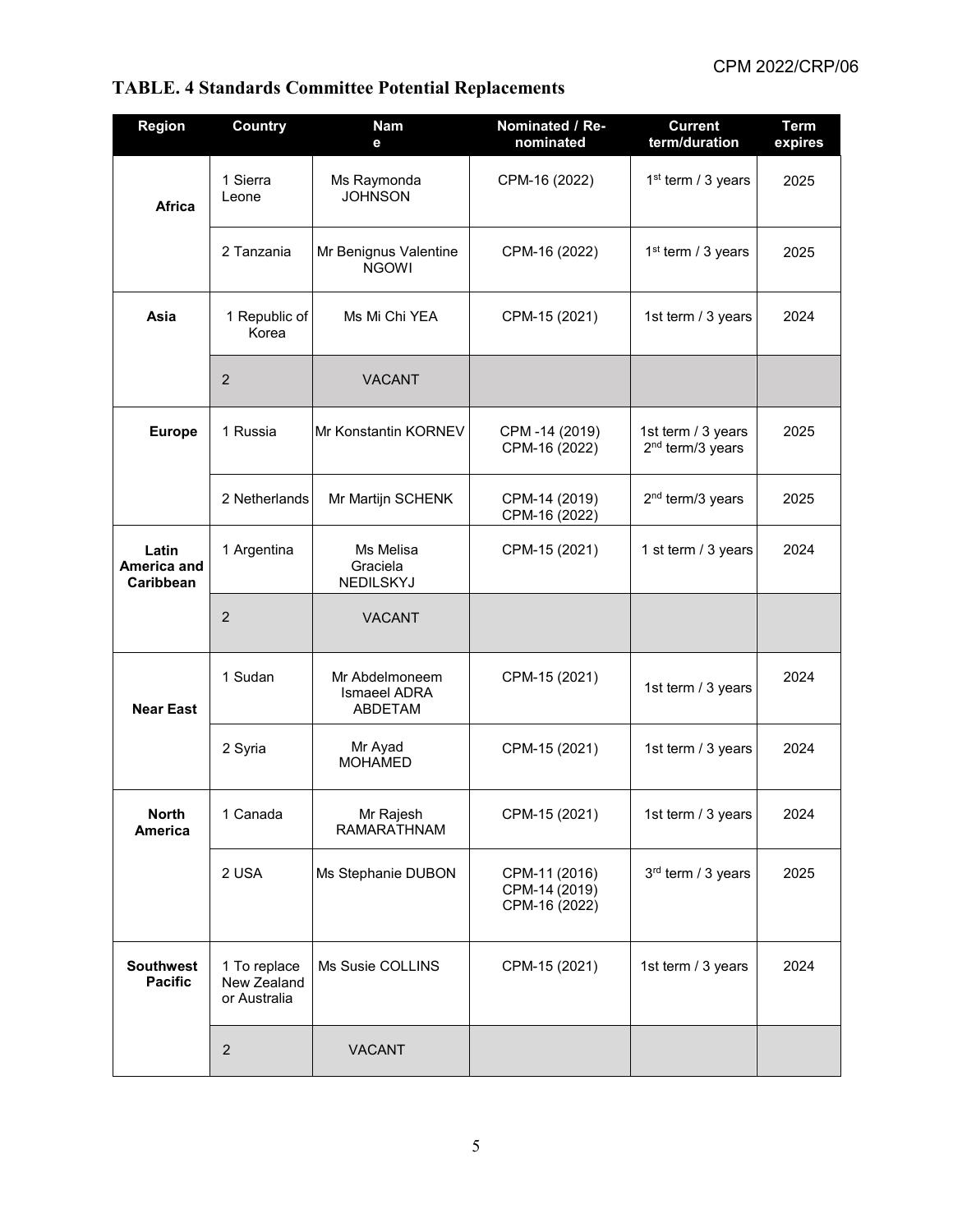**TABLE. 4 Standards Committee Potential Replacements**

| Region | Country | Name | Nominated / Re-nominated | Current term/duration | Term expires |
|---|---|---|---|---|---|
| **Africa** | 1 Sierra Leone | Ms Raymonda JOHNSON | CPM-16 (2022) | 1st term / 3 years | 2025 |
| | 2 Tanzania | Mr Benignus Valentine NGOWI | CPM-16 (2022) | 1st term / 3 years | 2025 |
| **Asia** | 1 Republic of Korea | Ms Mi Chi YEA | CPM-15 (2021) | 1st term / 3 years | 2024 |
| | 2 | VACANT | | | |
| **Europe** | 1 Russia | Mr Konstantin KORNEV | CPM -14 (2019) CPM-16 (2022) | 1st term / 3 years 2nd term/3 years | 2025 |
| | 2 Netherlands | Mr Martijn SCHENK | CPM-14 (2019) CPM-16 (2022) | 2nd term/3 years | 2025 |
| **Latin America and Caribbean** | 1 Argentina | Ms Melisa Graciela NEDILSKYJ | CPM-15 (2021) | 1 st term / 3 years | 2024 |
| | 2 | VACANT | | | |
| **Near East** | 1 Sudan | Mr Abdelmoneem Ismaeel ADRA ABDETAM | CPM-15 (2021) | 1st term / 3 years | 2024 |
| | 2 Syria | Mr Ayad MOHAMED | CPM-15 (2021) | 1st term / 3 years | 2024 |
| **North America** | 1 Canada | Mr Rajesh RAMARATHNAM | CPM-15 (2021) | 1st term / 3 years | 2024 |
| | 2 USA | Ms Stephanie DUBON | CPM-11 (2016) CPM-14 (2019) CPM-16 (2022) | 3rd term / 3 years | 2025 |
| **Southwest Pacific** | 1 To replace New Zealand or Australia | Ms Susie COLLINS | CPM-15 (2021) | 1st term / 3 years | 2024 |
| | 2 | VACANT | | | |